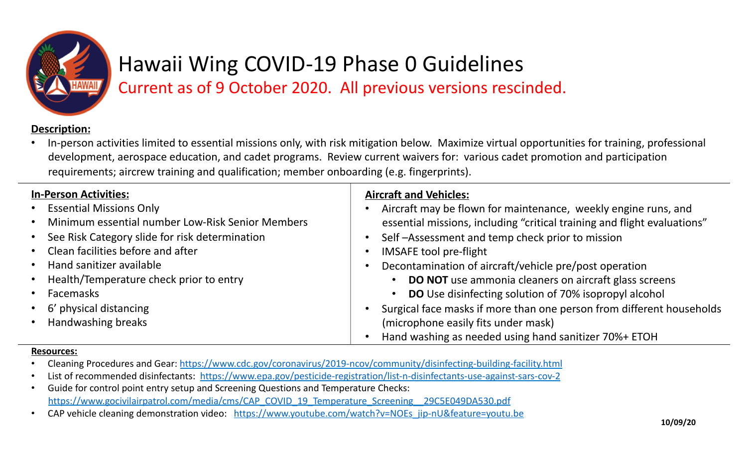# Hawaii Wing COVID-19 Phase 0 Guidelines

Current as of 9 October 2020. All previous versions rescinded.

**Description:**

- In-person activities limited to essential missions only, with risk mitigation below. Maximize virtual opportunities for training, professional development, aerospace education, and cadet programs. Review current waivers for: various cadet promotion and participation requirements; aircrew training and qualification; member onboarding (e.g. fingerprints).

**In-Person Activities:**

- Essential Missions Only
- Minimum essential number Low-Risk Senior Members
- See Risk Category slide for risk determination
- Clean facilities before and after
- Hand sanitizer available
- Health/Temperature check prior to entry
- Facemasks
- 6' physical distancing
- Handwashing breaks

**Aircraft and Vehicles:**

- Aircraft may be flown for maintenance, weekly engine runs, and essential missions, including "critical training and flight evaluations"
- Self –Assessment and temp check prior to mission
- IMSAFE tool pre-flight
- Decontamination of aircraft/vehicle pre/post operation
  - **DO NOT** use ammonia cleaners on aircraft glass screens
  - **DO** Use disinfecting solution of 70% isopropyl alcohol
- Surgical face masks if more than one person from different households (microphone easily fits under mask)
- Hand washing as needed using hand sanitizer 70%+ ETOH

**Resources:**

- Cleaning Procedures and Gear: https://www.cdc.gov/coronavirus/2019-ncov/community/disinfecting-building-facility.html
- List of recommended disinfectants: https://www.epa.gov/pesticide-registration/list-n-disinfectants-use-against-sars-cov-2
- Guide for control point entry setup and Screening Questions and Temperature Checks: https://www.gocivilairpatrol.com/media/cms/CAP_COVID_19_Temperature_Screening__29C5E049DA530.pdf
- CAP vehicle cleaning demonstration video: https://www.youtube.com/watch?v=NOEs_jip-nU&feature=youtu.be

10/09/20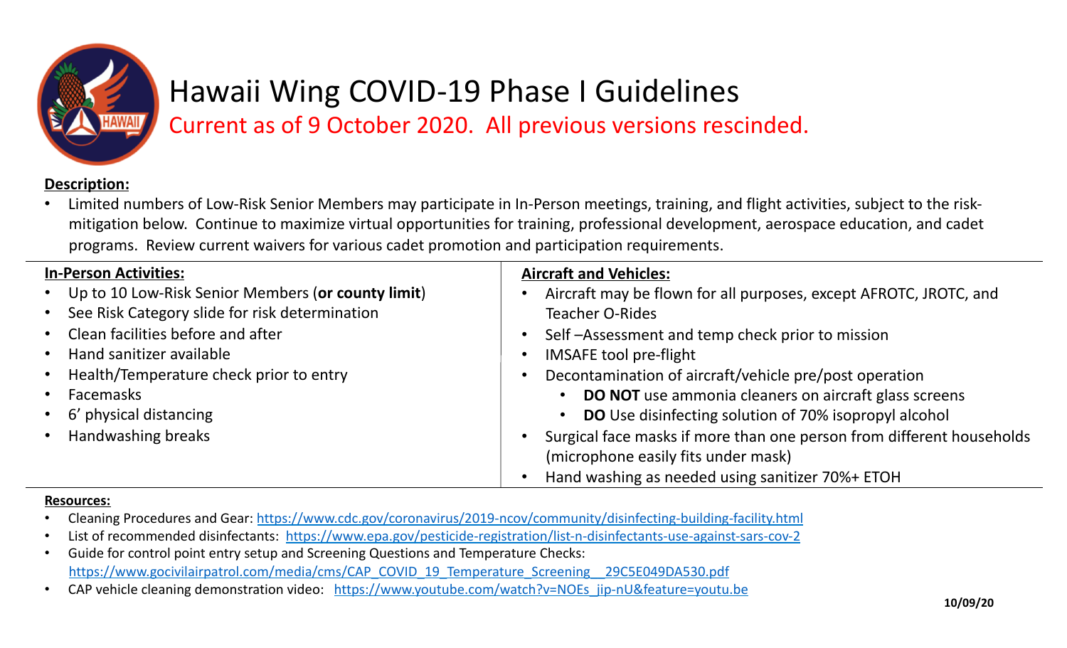# Hawaii Wing COVID-19 Phase I Guidelines

Current as of 9 October 2020. All previous versions rescinded.

**Description:**

- Limited numbers of Low-Risk Senior Members may participate in In-Person meetings, training, and flight activities, subject to the risk-mitigation below. Continue to maximize virtual opportunities for training, professional development, aerospace education, and cadet programs. Review current waivers for various cadet promotion and participation requirements.

**In-Person Activities:**

- Up to 10 Low-Risk Senior Members (**or county limit**)
- See Risk Category slide for risk determination
- Clean facilities before and after
- Hand sanitizer available
- Health/Temperature check prior to entry
- Facemasks
- 6' physical distancing
- Handwashing breaks

**Aircraft and Vehicles:**

- Aircraft may be flown for all purposes, except AFROTC, JROTC, and Teacher O-Rides
- Self –Assessment and temp check prior to mission
- IMSAFE tool pre-flight
- Decontamination of aircraft/vehicle pre/post operation
  - **DO NOT** use ammonia cleaners on aircraft glass screens
  - **DO** Use disinfecting solution of 70% isopropyl alcohol
- Surgical face masks if more than one person from different households (microphone easily fits under mask)
- Hand washing as needed using sanitizer 70%+ ETOH

**Resources:**

- Cleaning Procedures and Gear: https://www.cdc.gov/coronavirus/2019-ncov/community/disinfecting-building-facility.html
- List of recommended disinfectants: https://www.epa.gov/pesticide-registration/list-n-disinfectants-use-against-sars-cov-2
- Guide for control point entry setup and Screening Questions and Temperature Checks: https://www.gocivilairpatrol.com/media/cms/CAP_COVID_19_Temperature_Screening__29C5E049DA530.pdf
- CAP vehicle cleaning demonstration video: https://www.youtube.com/watch?v=NOEs_jip-nU&feature=youtu.be

10/09/20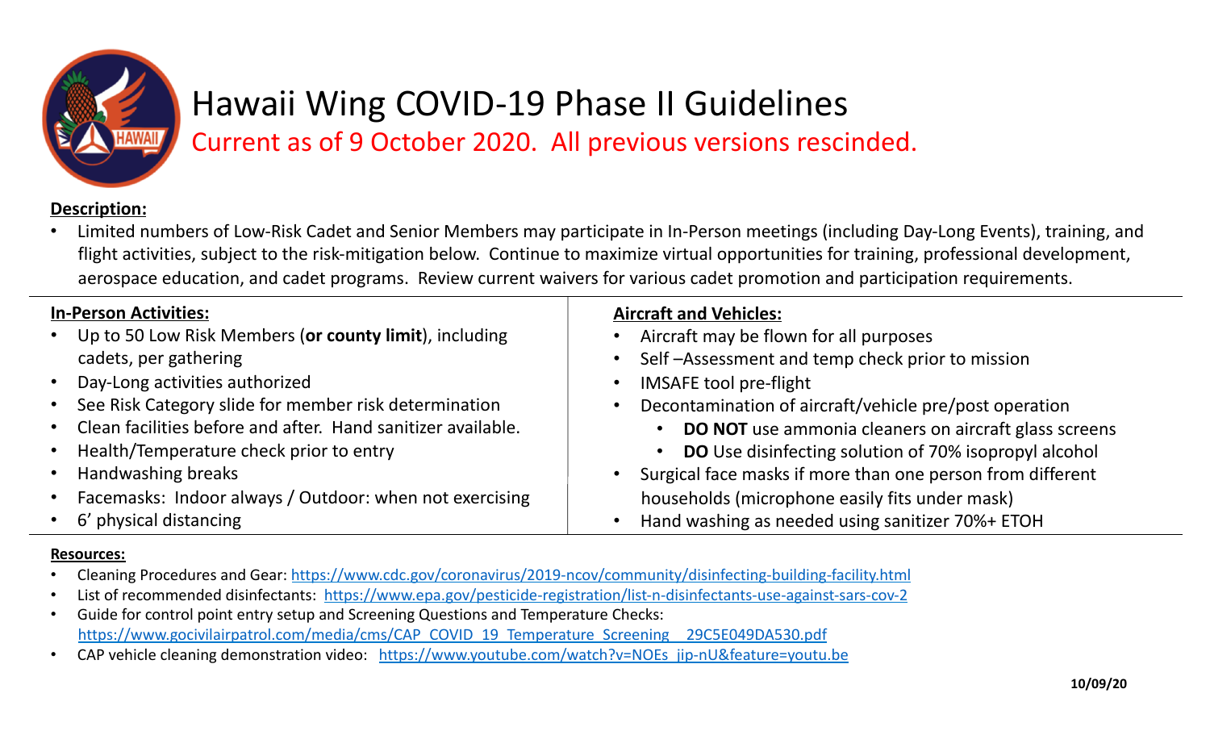# Hawaii Wing COVID-19 Phase II Guidelines

Current as of 9 October 2020. All previous versions rescinded.

**Description:**

- Limited numbers of Low-Risk Cadet and Senior Members may participate in In-Person meetings (including Day-Long Events), training, and flight activities, subject to the risk-mitigation below. Continue to maximize virtual opportunities for training, professional development, aerospace education, and cadet programs. Review current waivers for various cadet promotion and participation requirements.

**In-Person Activities:**

- Up to 50 Low Risk Members (**or county limit**), including cadets, per gathering
- Day-Long activities authorized
- See Risk Category slide for member risk determination
- Clean facilities before and after. Hand sanitizer available.
- Health/Temperature check prior to entry
- Handwashing breaks
- Facemasks: Indoor always / Outdoor: when not exercising
- 6' physical distancing

**Aircraft and Vehicles:**

- Aircraft may be flown for all purposes
- Self –Assessment and temp check prior to mission
- IMSAFE tool pre-flight
- Decontamination of aircraft/vehicle pre/post operation
  - **DO NOT** use ammonia cleaners on aircraft glass screens
  - **DO** Use disinfecting solution of 70% isopropyl alcohol
- Surgical face masks if more than one person from different households (microphone easily fits under mask)
- Hand washing as needed using sanitizer 70%+ ETOH

**Resources:**

- Cleaning Procedures and Gear: https://www.cdc.gov/coronavirus/2019-ncov/community/disinfecting-building-facility.html
- List of recommended disinfectants: https://www.epa.gov/pesticide-registration/list-n-disinfectants-use-against-sars-cov-2
- Guide for control point entry setup and Screening Questions and Temperature Checks: https://www.gocivilairpatrol.com/media/cms/CAP_COVID_19_Temperature_Screening__29C5E049DA530.pdf
- CAP vehicle cleaning demonstration video: https://www.youtube.com/watch?v=NOEs_jip-nU&feature=youtu.be

10/09/20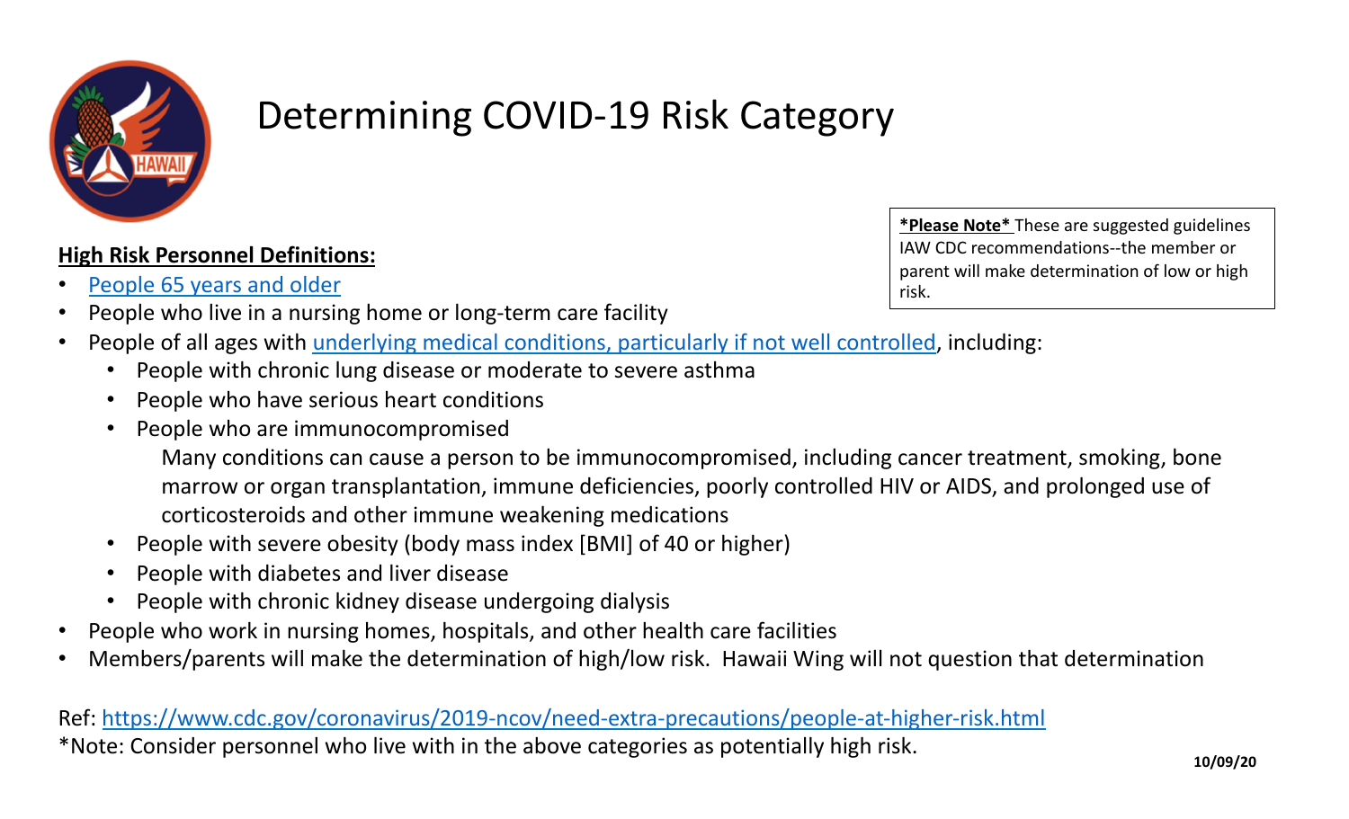# Determining COVID-19 Risk Category

**\*Please Note\*** These are suggested guidelines IAW CDC recommendations--the member or parent will make determination of low or high risk.

**High Risk Personnel Definitions:**

- People 65 years and older
- People who live in a nursing home or long-term care facility
- People of all ages with underlying medical conditions, particularly if not well controlled, including:
  - People with chronic lung disease or moderate to severe asthma
  - People who have serious heart conditions
  - People who are immunocompromised

    Many conditions can cause a person to be immunocompromised, including cancer treatment, smoking, bone marrow or organ transplantation, immune deficiencies, poorly controlled HIV or AIDS, and prolonged use of corticosteroids and other immune weakening medications
  - People with severe obesity (body mass index [BMI] of 40 or higher)
  - People with diabetes and liver disease
  - People with chronic kidney disease undergoing dialysis
- People who work in nursing homes, hospitals, and other health care facilities
- Members/parents will make the determination of high/low risk. Hawaii Wing will not question that determination

Ref: https://www.cdc.gov/coronavirus/2019-ncov/need-extra-precautions/people-at-higher-risk.html

*Note: Consider personnel who live with in the above categories as potentially high risk.

10/09/20